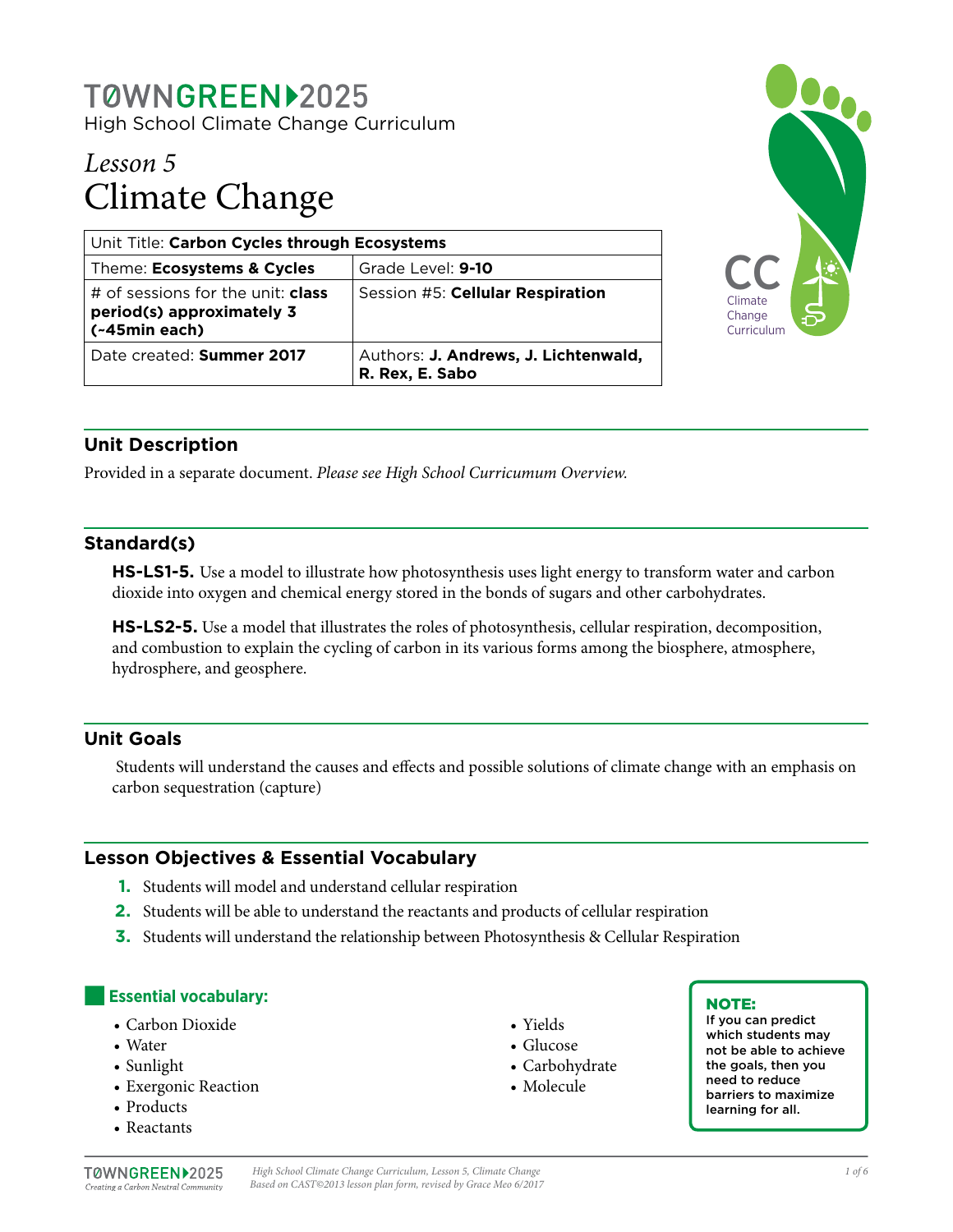TØWNGREEN▶2025

High School Climate Change Curriculum

# *Lesson 5*
# Climate Change

| Unit Title: **Carbon Cycles through Ecosystems** | |
|---|---|
| Theme: **Ecosystems & Cycles** | Grade Level: **9-10** |
| # of sessions for the unit: **class period(s) approximately 3 (~45min each)** | Session #5: **Cellular Respiration** |
| Date created: **Summer 2017** | Authors: **J. Andrews, J. Lichtenwald, R. Rex, E. Sabo** |

## Unit Description

Provided in a separate document. *Please see High School Curricumum Overview.*

## Standard(s)

**HS-LS1-5.** Use a model to illustrate how photosynthesis uses light energy to transform water and carbon dioxide into oxygen and chemical energy stored in the bonds of sugars and other carbohydrates.

**HS-LS2-5.** Use a model that illustrates the roles of photosynthesis, cellular respiration, decomposition, and combustion to explain the cycling of carbon in its various forms among the biosphere, atmosphere, hydrosphere, and geosphere.

## Unit Goals

Students will understand the causes and effects and possible solutions of climate change with an emphasis on carbon sequestration (capture)

## Lesson Objectives & Essential Vocabulary

1. Students will model and understand cellular respiration
2. Students will be able to understand the reactants and products of cellular respiration
3. Students will understand the relationship between Photosynthesis & Cellular Respiration

### Essential vocabulary:

- Carbon Dioxide
- Water
- Sunlight
- Exergonic Reaction
- Products
- Reactants
- Yields
- Glucose
- Carbohydrate
- Molecule

**NOTE:** If you can predict which students may not be able to achieve the goals, then you need to reduce barriers to maximize learning for all.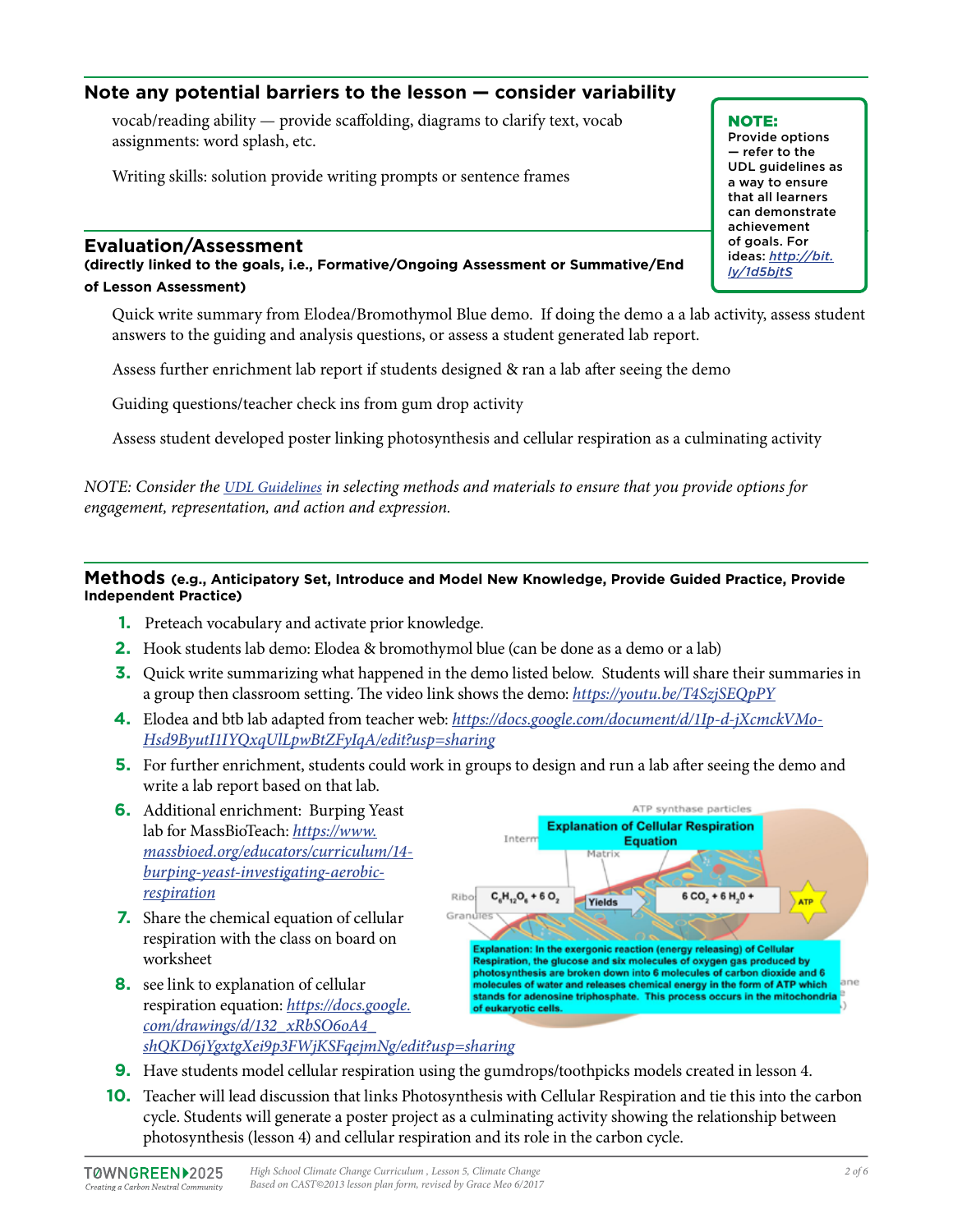## Note any potential barriers to the lesson — consider variability

vocab/reading ability — provide scaffolding, diagrams to clarify text, vocab assignments: word splash, etc.

Writing skills: solution provide writing prompts or sentence frames

> **NOTE:** Provide options — refer to the UDL guidelines as a way to ensure that all learners can demonstrate achievement of goals. For ideas: *http://bit.ly/1d5bjtS*

## Evaluation/Assessment

**(directly linked to the goals, i.e., Formative/Ongoing Assessment or Summative/End of Lesson Assessment)**

Quick write summary from Elodea/Bromothymol Blue demo. If doing the demo a a lab activity, assess student answers to the guiding and analysis questions, or assess a student generated lab report.

Assess further enrichment lab report if students designed & ran a lab after seeing the demo

Guiding questions/teacher check ins from gum drop activity

Assess student developed poster linking photosynthesis and cellular respiration as a culminating activity

*NOTE: Consider the UDL Guidelines in selecting methods and materials to ensure that you provide options for engagement, representation, and action and expression.*

## Methods (e.g., Anticipatory Set, Introduce and Model New Knowledge, Provide Guided Practice, Provide Independent Practice)

1. Preteach vocabulary and activate prior knowledge.
2. Hook students lab demo: Elodea & bromothymol blue (can be done as a demo or a lab)
3. Quick write summarizing what happened in the demo listed below. Students will share their summaries in a group then classroom setting. The video link shows the demo: *https://youtu.be/T4SzjSEQpPY*
4. Elodea and btb lab adapted from teacher web: *https://docs.google.com/document/d/1Ip-d-jXcmckVMo-Hsd9ByutI1IYQxqUlLpwBtZFyIqA/edit?usp=sharing*
5. For further enrichment, students could work in groups to design and run a lab after seeing the demo and write a lab report based on that lab.
6. Additional enrichment: Burping Yeast lab for MassBioTeach: *https://www.massbioed.org/educators/curriculum/14-burping-yeast-investigating-aerobic-respiration*
7. Share the chemical equation of cellular respiration with the class on board on worksheet
8. see link to explanation of cellular respiration equation: *https://docs.google.com/drawings/d/132_xRbSO6oA4_shQKD6jYgxtgXei9p3FWjKSFqejmNg/edit?usp=sharing*

**Explanation of Cellular Respiration Equation**

$C_6H_{12}O_6 + 6\,O_2$ → Yields → $6\,CO_2 + 6\,H_2O$ + ATP

Explanation: In the exergonic reaction (energy releasing) of Cellular Respiration, the glucose and six molecules of oxygen gas produced by photosynthesis are broken down into 6 molecules of carbon dioxide and 6 molecules of water and releases chemical energy in the form of ATP which stands for adenosine triphosphate. This process occurs in the mitochondria of eukaryotic cells.

9. Have students model cellular respiration using the gumdrops/toothpicks models created in lesson 4.
10. Teacher will lead discussion that links Photosynthesis with Cellular Respiration and tie this into the carbon cycle. Students will generate a poster project as a culminating activity showing the relationship between photosynthesis (lesson 4) and cellular respiration and its role in the carbon cycle.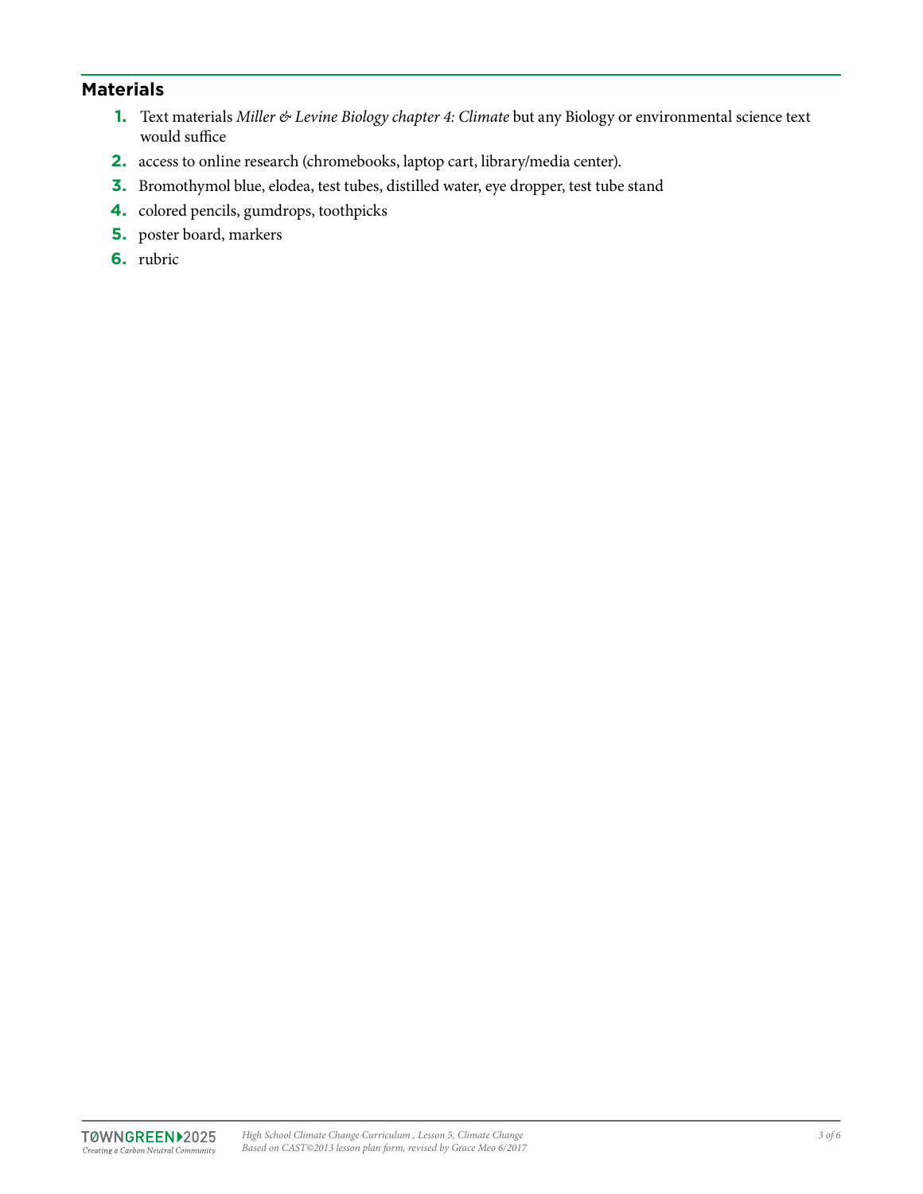## Materials

1. Text materials *Miller & Levine Biology chapter 4: Climate* but any Biology or environmental science text would suffice
2. access to online research (chromebooks, laptop cart, library/media center).
3. Bromothymol blue, elodea, test tubes, distilled water, eye dropper, test tube stand
4. colored pencils, gumdrops, toothpicks
5. poster board, markers
6. rubric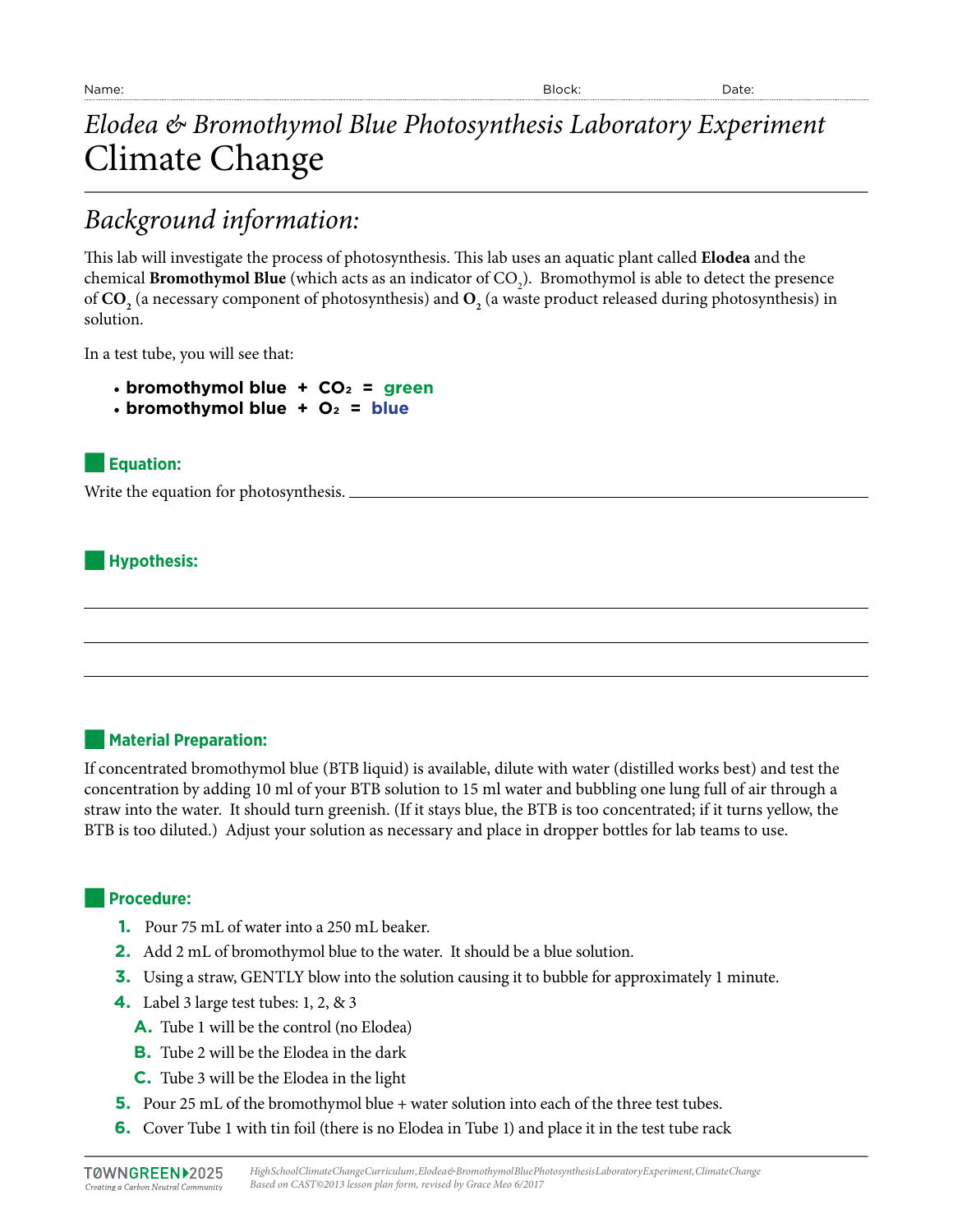Name: Block: Date:

# *Elodea & Bromothymol Blue Photosynthesis Laboratory Experiment*
# Climate Change

## *Background information:*

This lab will investigate the process of photosynthesis. This lab uses an aquatic plant called **Elodea** and the chemical **Bromothymol Blue** (which acts as an indicator of $CO_2$). Bromothymol is able to detect the presence of $\mathbf{CO_2}$ (a necessary component of photosynthesis) and $\mathbf{O_2}$ (a waste product released during photosynthesis) in solution.

In a test tube, you will see that:

- **bromothymol blue + $CO_2$ = green**
- **bromothymol blue + $O_2$ = blue**

### Equation:

Write the equation for photosynthesis. ______________________________________________

### Hypothesis:

______________________________________________

______________________________________________

______________________________________________

### Material Preparation:

If concentrated bromothymol blue (BTB liquid) is available, dilute with water (distilled works best) and test the concentration by adding 10 ml of your BTB solution to 15 ml water and bubbling one lung full of air through a straw into the water. It should turn greenish. (If it stays blue, the BTB is too concentrated; if it turns yellow, the BTB is too diluted.) Adjust your solution as necessary and place in dropper bottles for lab teams to use.

### Procedure:

1. Pour 75 mL of water into a 250 mL beaker.
2. Add 2 mL of bromothymol blue to the water. It should be a blue solution.
3. Using a straw, GENTLY blow into the solution causing it to bubble for approximately 1 minute.
4. Label 3 large test tubes: 1, 2, & 3
   - A. Tube 1 will be the control (no Elodea)
   - B. Tube 2 will be the Elodea in the dark
   - C. Tube 3 will be the Elodea in the light
5. Pour 25 mL of the bromothymol blue + water solution into each of the three test tubes.
6. Cover Tube 1 with tin foil (there is no Elodea in Tube 1) and place it in the test tube rack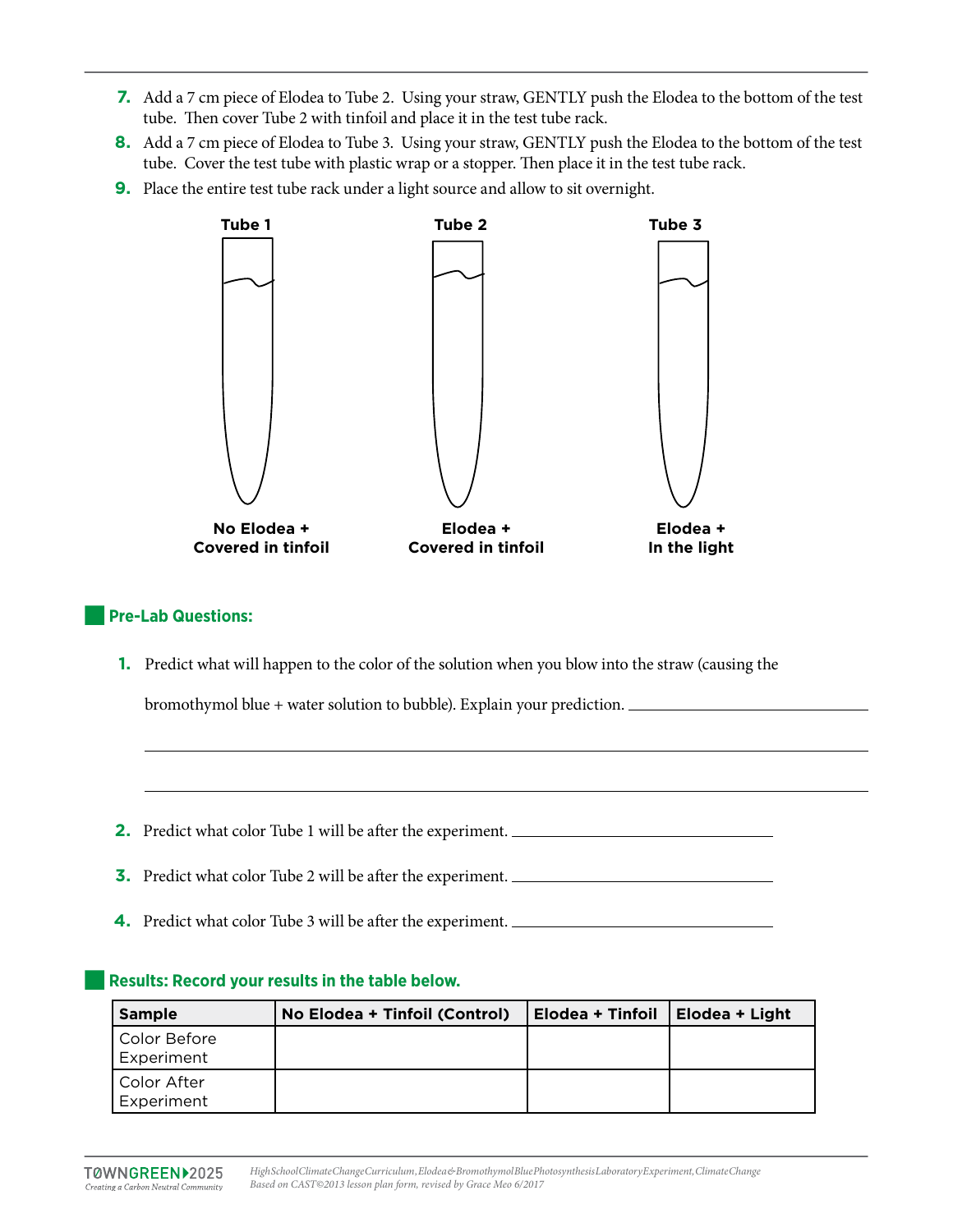7. Add a 7 cm piece of Elodea to Tube 2. Using your straw, GENTLY push the Elodea to the bottom of the test tube. Then cover Tube 2 with tinfoil and place it in the test tube rack.
8. Add a 7 cm piece of Elodea to Tube 3. Using your straw, GENTLY push the Elodea to the bottom of the test tube. Cover the test tube with plastic wrap or a stopper. Then place it in the test tube rack.
9. Place the entire test tube rack under a light source and allow to sit overnight.

**Tube 1** — **No Elodea + Covered in tinfoil**

**Tube 2** — **Elodea + Covered in tinfoil**

**Tube 3** — **Elodea + In the light**

## Pre-Lab Questions:

1. Predict what will happen to the color of the solution when you blow into the straw (causing the bromothymol blue + water solution to bubble). Explain your prediction. ______________________________

______________________________________________________________________

______________________________________________________________________

2. Predict what color Tube 1 will be after the experiment. ______________________________
3. Predict what color Tube 2 will be after the experiment. ______________________________
4. Predict what color Tube 3 will be after the experiment. ______________________________

## Results: Record your results in the table below.

| Sample | No Elodea + Tinfoil (Control) | Elodea + Tinfoil | Elodea + Light |
|---|---|---|---|
| Color Before Experiment | | | |
| Color After Experiment | | | |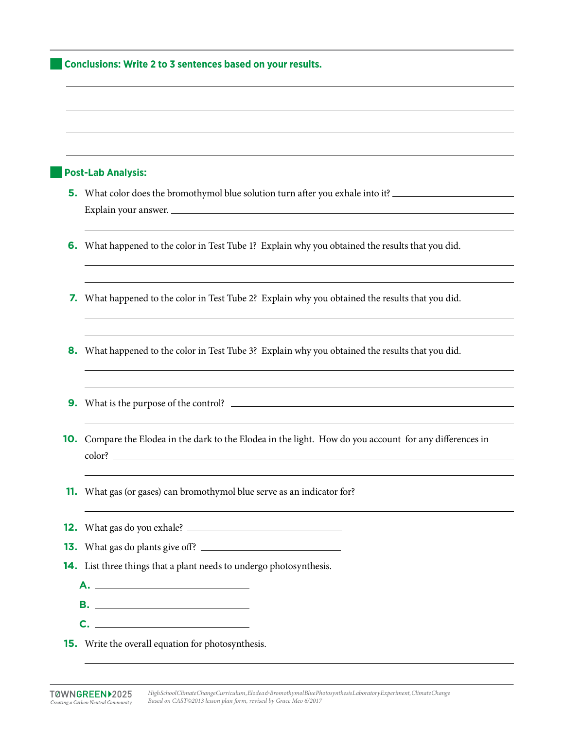## Conclusions: Write 2 to 3 sentences based on your results.

## Post-Lab Analysis:

5. What color does the bromothymol blue solution turn after you exhale into it?  
   Explain your answer.

6. What happened to the color in Test Tube 1? Explain why you obtained the results that you did.

7. What happened to the color in Test Tube 2? Explain why you obtained the results that you did.

8. What happened to the color in Test Tube 3? Explain why you obtained the results that you did.

9. What is the purpose of the control?

10. Compare the Elodea in the dark to the Elodea in the light. How do you account for any differences in color?

11. What gas (or gases) can bromothymol blue serve as an indicator for?

12. What gas do you exhale?

13. What gas do plants give off?

14. List three things that a plant needs to undergo photosynthesis.

    A.

    B.

    C.

15. Write the overall equation for photosynthesis.